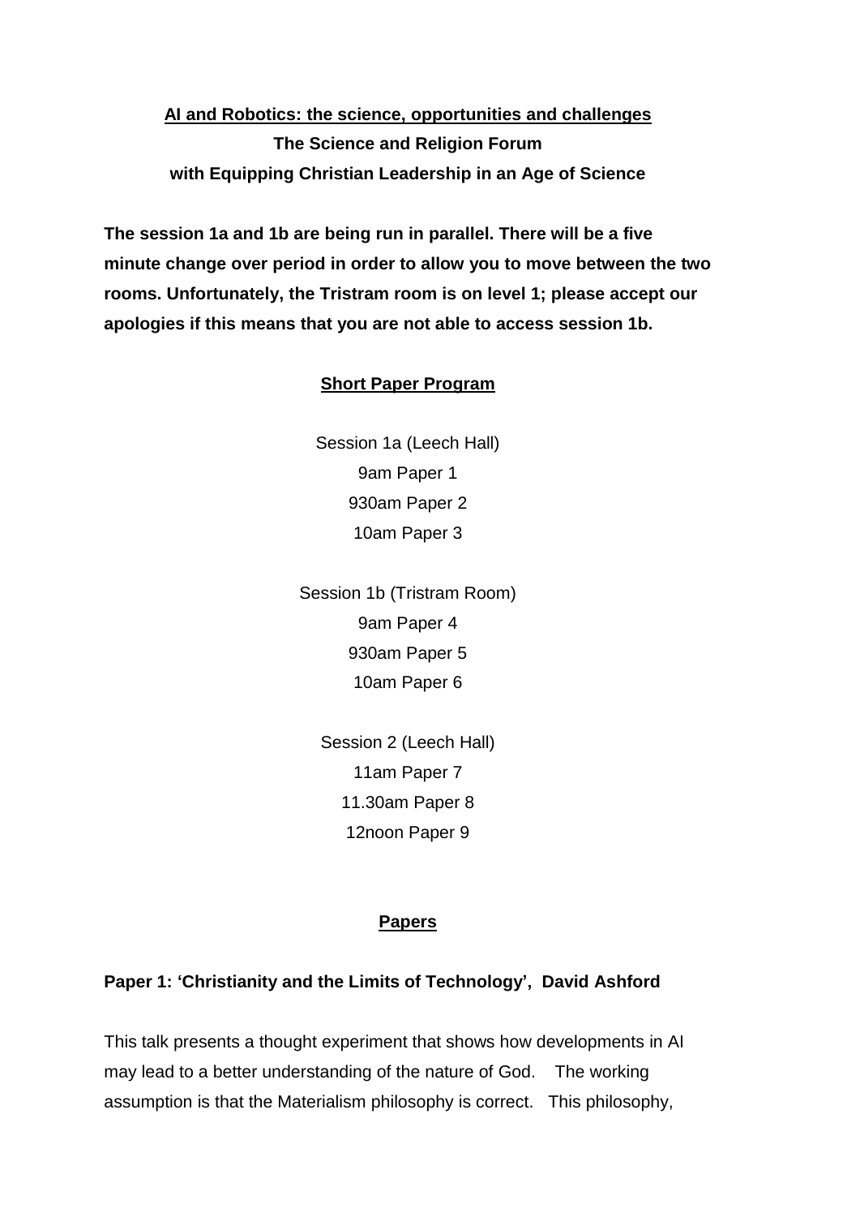**AI and Robotics: the science, opportunities and challenges**

**The Science and Religion Forum**

**with Equipping Christian Leadership in an Age of Science**

**The session 1a and 1b are being run in parallel. There will be a five minute change over period in order to allow you to move between the two rooms. Unfortunately, the Tristram room is on level 1; please accept our apologies if this means that you are not able to access session 1b.**

## Short Paper Program

Session 1a (Leech Hall)
9am Paper 1
930am Paper 2
10am Paper 3

Session 1b (Tristram Room)
9am Paper 4
930am Paper 5
10am Paper 6

Session 2 (Leech Hall)
11am Paper 7
11.30am Paper 8
12noon Paper 9

## Papers

**Paper 1: 'Christianity and the Limits of Technology', David Ashford**

This talk presents a thought experiment that shows how developments in AI may lead to a better understanding of the nature of God. The working assumption is that the Materialism philosophy is correct. This philosophy,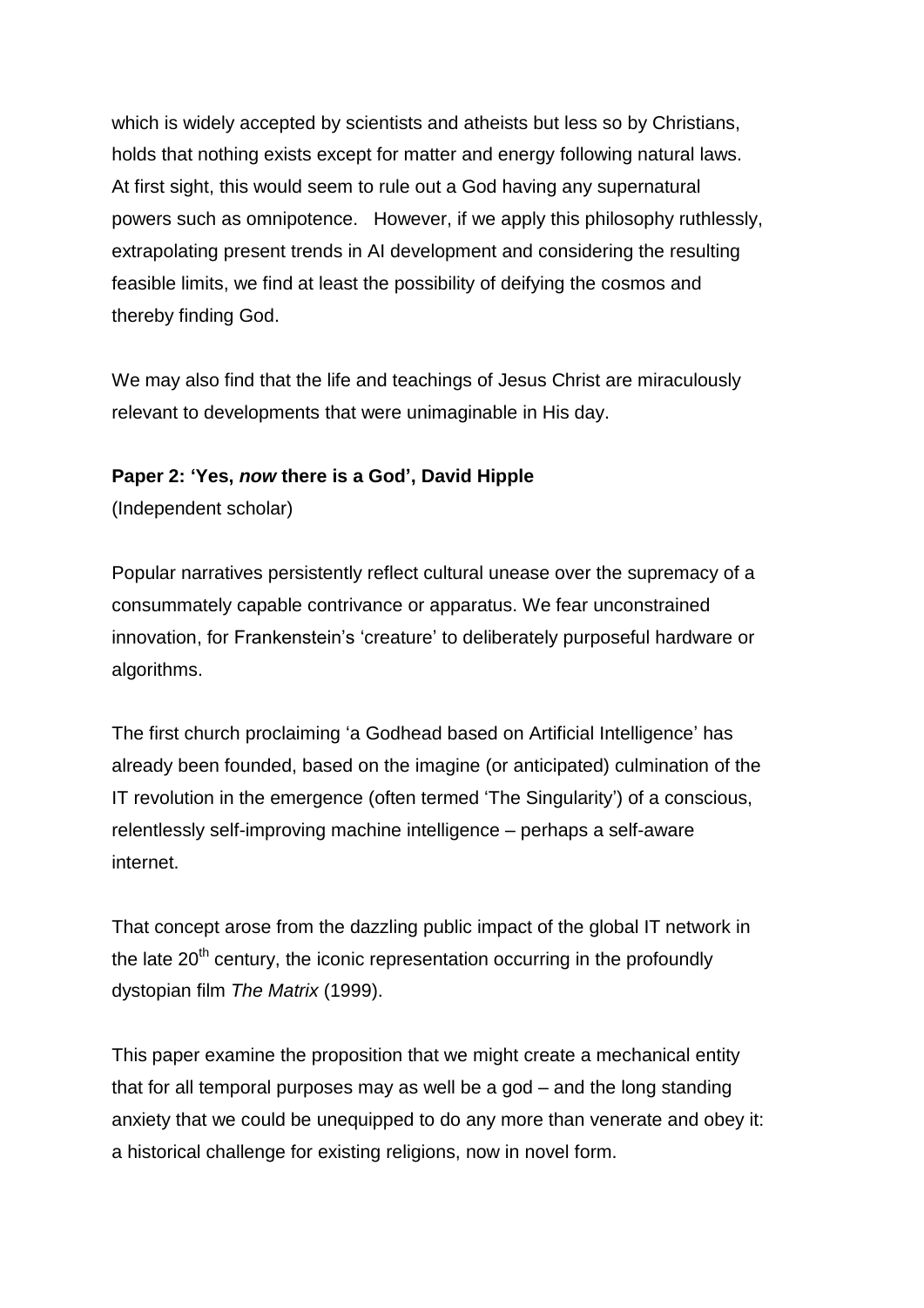which is widely accepted by scientists and atheists but less so by Christians, holds that nothing exists except for matter and energy following natural laws. At first sight, this would seem to rule out a God having any supernatural powers such as omnipotence. However, if we apply this philosophy ruthlessly, extrapolating present trends in AI development and considering the resulting feasible limits, we find at least the possibility of deifying the cosmos and thereby finding God.

We may also find that the life and teachings of Jesus Christ are miraculously relevant to developments that were unimaginable in His day.

**Paper 2: 'Yes, *now* there is a God', David Hipple**
(Independent scholar)

Popular narratives persistently reflect cultural unease over the supremacy of a consummately capable contrivance or apparatus. We fear unconstrained innovation, for Frankenstein's 'creature' to deliberately purposeful hardware or algorithms.

The first church proclaiming 'a Godhead based on Artificial Intelligence' has already been founded, based on the imagine (or anticipated) culmination of the IT revolution in the emergence (often termed 'The Singularity') of a conscious, relentlessly self-improving machine intelligence – perhaps a self-aware internet.

That concept arose from the dazzling public impact of the global IT network in the late 20th century, the iconic representation occurring in the profoundly dystopian film *The Matrix* (1999).

This paper examine the proposition that we might create a mechanical entity that for all temporal purposes may as well be a god – and the long standing anxiety that we could be unequipped to do any more than venerate and obey it: a historical challenge for existing religions, now in novel form.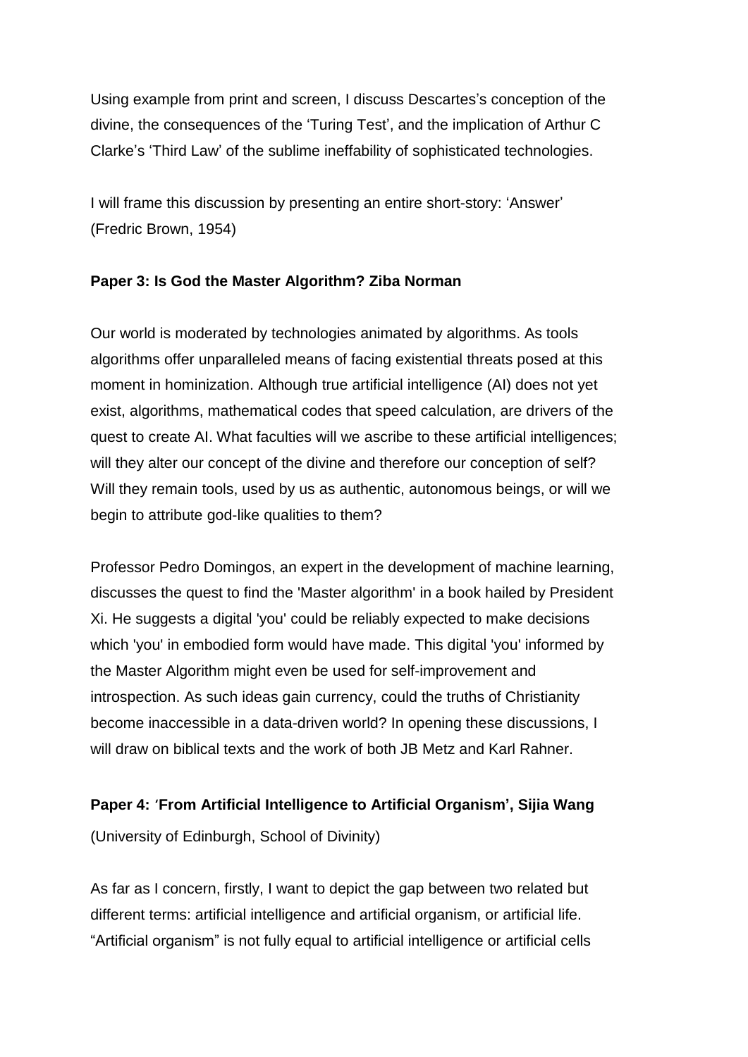Using example from print and screen, I discuss Descartes's conception of the divine, the consequences of the 'Turing Test', and the implication of Arthur C Clarke's 'Third Law' of the sublime ineffability of sophisticated technologies.

I will frame this discussion by presenting an entire short-story: 'Answer' (Fredric Brown, 1954)

**Paper 3: Is God the Master Algorithm? Ziba Norman**

Our world is moderated by technologies animated by algorithms. As tools algorithms offer unparalleled means of facing existential threats posed at this moment in hominization. Although true artificial intelligence (AI) does not yet exist, algorithms, mathematical codes that speed calculation, are drivers of the quest to create AI. What faculties will we ascribe to these artificial intelligences; will they alter our concept of the divine and therefore our conception of self? Will they remain tools, used by us as authentic, autonomous beings, or will we begin to attribute god-like qualities to them?

Professor Pedro Domingos, an expert in the development of machine learning, discusses the quest to find the 'Master algorithm' in a book hailed by President Xi. He suggests a digital 'you' could be reliably expected to make decisions which 'you' in embodied form would have made. This digital 'you' informed by the Master Algorithm might even be used for self-improvement and introspection. As such ideas gain currency, could the truths of Christianity become inaccessible in a data-driven world? In opening these discussions, I will draw on biblical texts and the work of both JB Metz and Karl Rahner.

**Paper 4: 'From Artificial Intelligence to Artificial Organism', Sijia Wang**
(University of Edinburgh, School of Divinity)

As far as I concern, firstly, I want to depict the gap between two related but different terms: artificial intelligence and artificial organism, or artificial life. "Artificial organism" is not fully equal to artificial intelligence or artificial cells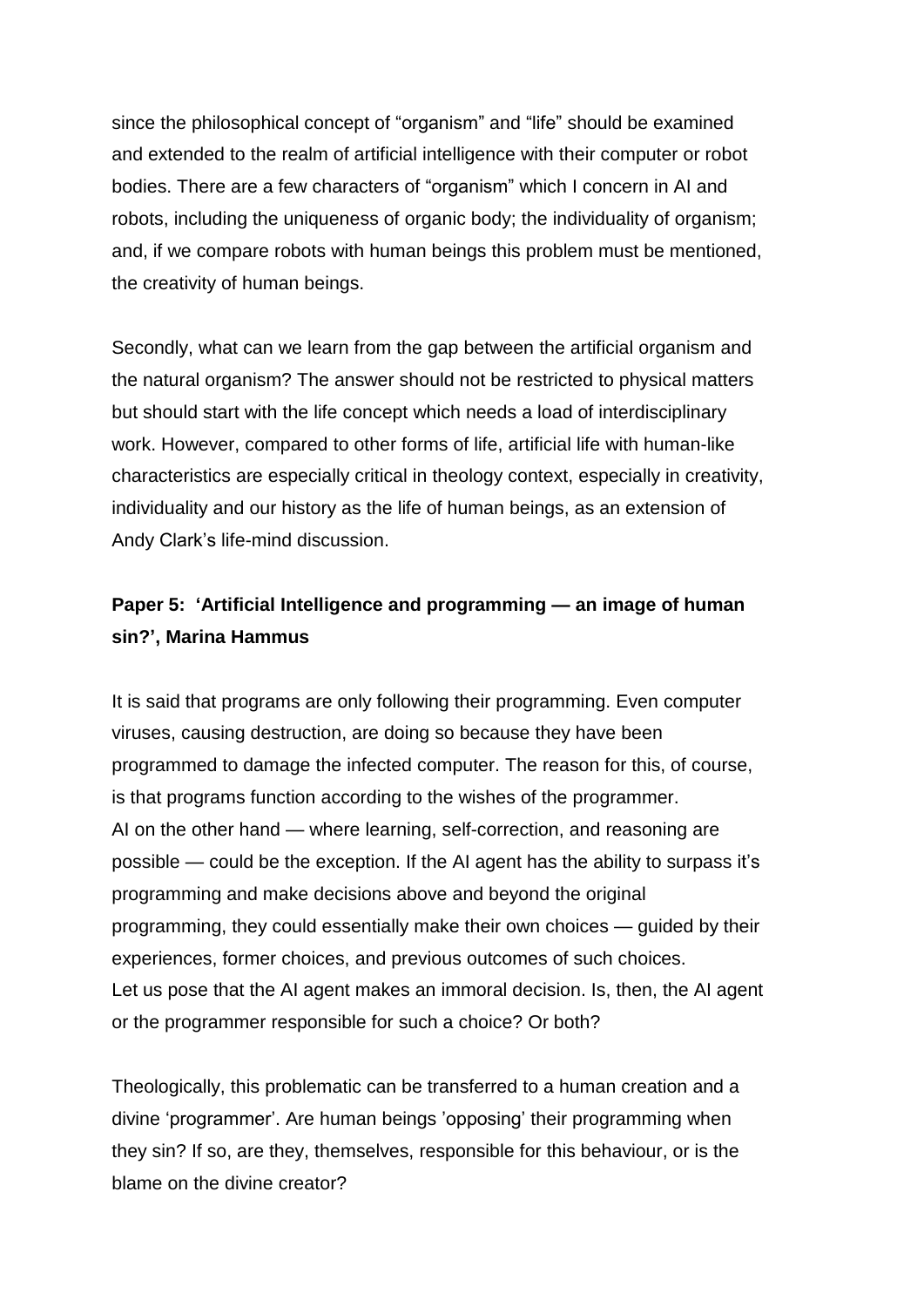since the philosophical concept of "organism" and "life" should be examined and extended to the realm of artificial intelligence with their computer or robot bodies. There are a few characters of "organism" which I concern in AI and robots, including the uniqueness of organic body; the individuality of organism; and, if we compare robots with human beings this problem must be mentioned, the creativity of human beings.

Secondly, what can we learn from the gap between the artificial organism and the natural organism? The answer should not be restricted to physical matters but should start with the life concept which needs a load of interdisciplinary work. However, compared to other forms of life, artificial life with human-like characteristics are especially critical in theology context, especially in creativity, individuality and our history as the life of human beings, as an extension of Andy Clark's life-mind discussion.

**Paper 5: 'Artificial Intelligence and programming — an image of human sin?', Marina Hammus**

It is said that programs are only following their programming. Even computer viruses, causing destruction, are doing so because they have been programmed to damage the infected computer. The reason for this, of course, is that programs function according to the wishes of the programmer.
AI on the other hand — where learning, self-correction, and reasoning are possible — could be the exception. If the AI agent has the ability to surpass it's programming and make decisions above and beyond the original programming, they could essentially make their own choices — guided by their experiences, former choices, and previous outcomes of such choices.
Let us pose that the AI agent makes an immoral decision. Is, then, the AI agent or the programmer responsible for such a choice? Or both?

Theologically, this problematic can be transferred to a human creation and a divine 'programmer'. Are human beings 'opposing' their programming when they sin? If so, are they, themselves, responsible for this behaviour, or is the blame on the divine creator?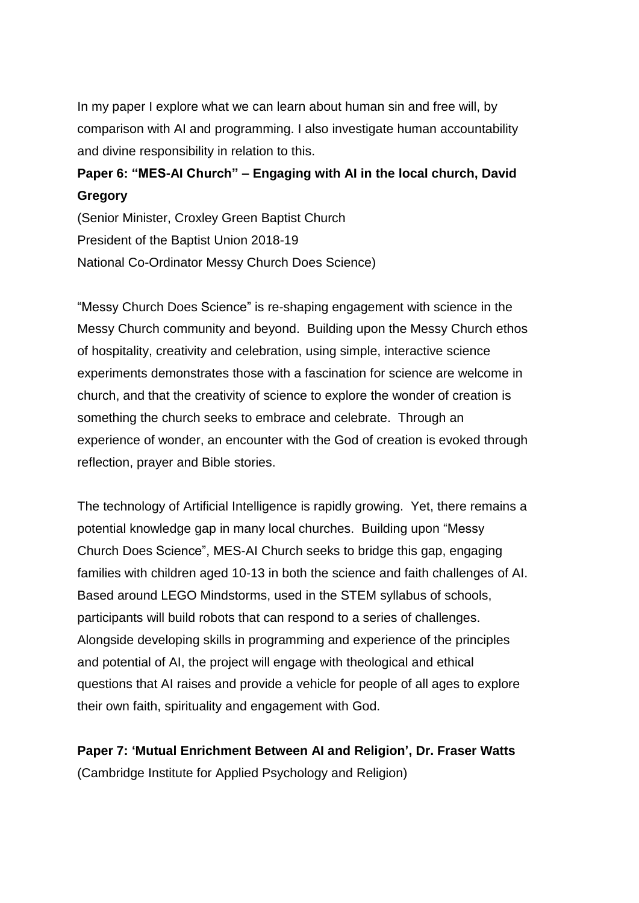In my paper I explore what we can learn about human sin and free will, by comparison with AI and programming. I also investigate human accountability and divine responsibility in relation to this.

**Paper 6: "MES-AI Church" – Engaging with AI in the local church, David Gregory**

(Senior Minister, Croxley Green Baptist Church
President of the Baptist Union 2018-19
National Co-Ordinator Messy Church Does Science)

"Messy Church Does Science" is re-shaping engagement with science in the Messy Church community and beyond. Building upon the Messy Church ethos of hospitality, creativity and celebration, using simple, interactive science experiments demonstrates those with a fascination for science are welcome in church, and that the creativity of science to explore the wonder of creation is something the church seeks to embrace and celebrate. Through an experience of wonder, an encounter with the God of creation is evoked through reflection, prayer and Bible stories.

The technology of Artificial Intelligence is rapidly growing. Yet, there remains a potential knowledge gap in many local churches. Building upon "Messy Church Does Science", MES-AI Church seeks to bridge this gap, engaging families with children aged 10-13 in both the science and faith challenges of AI. Based around LEGO Mindstorms, used in the STEM syllabus of schools, participants will build robots that can respond to a series of challenges. Alongside developing skills in programming and experience of the principles and potential of AI, the project will engage with theological and ethical questions that AI raises and provide a vehicle for people of all ages to explore their own faith, spirituality and engagement with God.

**Paper 7: 'Mutual Enrichment Between AI and Religion', Dr. Fraser Watts**

(Cambridge Institute for Applied Psychology and Religion)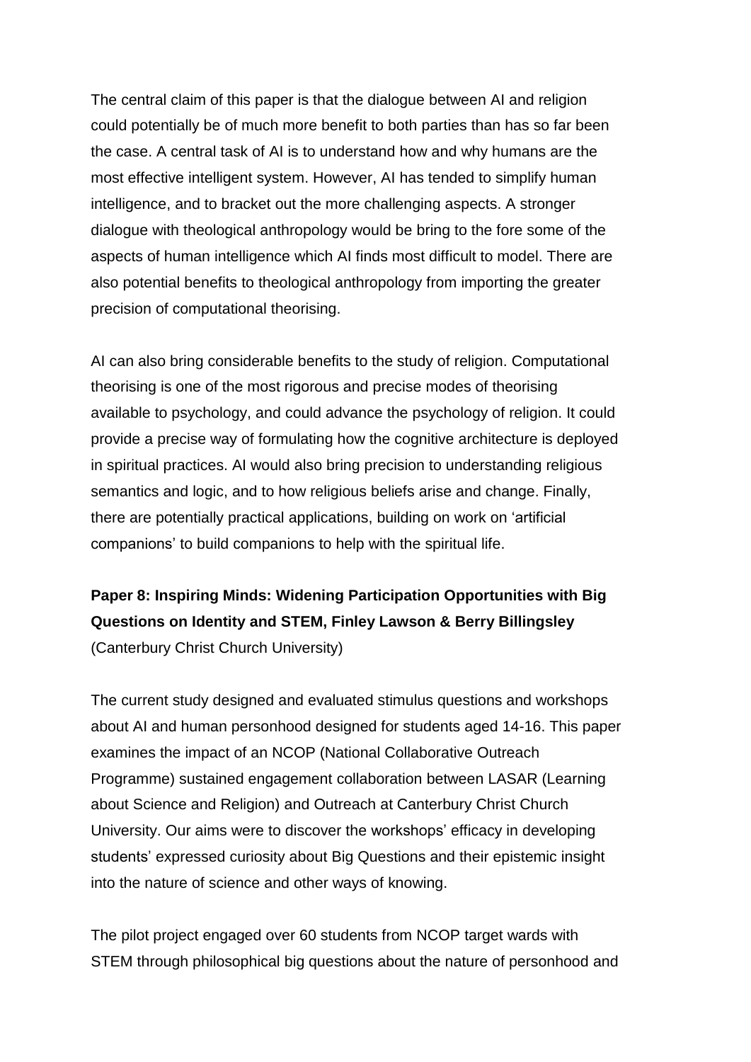The central claim of this paper is that the dialogue between AI and religion could potentially be of much more benefit to both parties than has so far been the case. A central task of AI is to understand how and why humans are the most effective intelligent system. However, AI has tended to simplify human intelligence, and to bracket out the more challenging aspects. A stronger dialogue with theological anthropology would be bring to the fore some of the aspects of human intelligence which AI finds most difficult to model. There are also potential benefits to theological anthropology from importing the greater precision of computational theorising.

AI can also bring considerable benefits to the study of religion. Computational theorising is one of the most rigorous and precise modes of theorising available to psychology, and could advance the psychology of religion. It could provide a precise way of formulating how the cognitive architecture is deployed in spiritual practices. AI would also bring precision to understanding religious semantics and logic, and to how religious beliefs arise and change. Finally, there are potentially practical applications, building on work on 'artificial companions' to build companions to help with the spiritual life.

**Paper 8: Inspiring Minds: Widening Participation Opportunities with Big Questions on Identity and STEM, Finley Lawson & Berry Billingsley** (Canterbury Christ Church University)

The current study designed and evaluated stimulus questions and workshops about AI and human personhood designed for students aged 14-16. This paper examines the impact of an NCOP (National Collaborative Outreach Programme) sustained engagement collaboration between LASAR (Learning about Science and Religion) and Outreach at Canterbury Christ Church University. Our aims were to discover the workshops' efficacy in developing students' expressed curiosity about Big Questions and their epistemic insight into the nature of science and other ways of knowing.

The pilot project engaged over 60 students from NCOP target wards with STEM through philosophical big questions about the nature of personhood and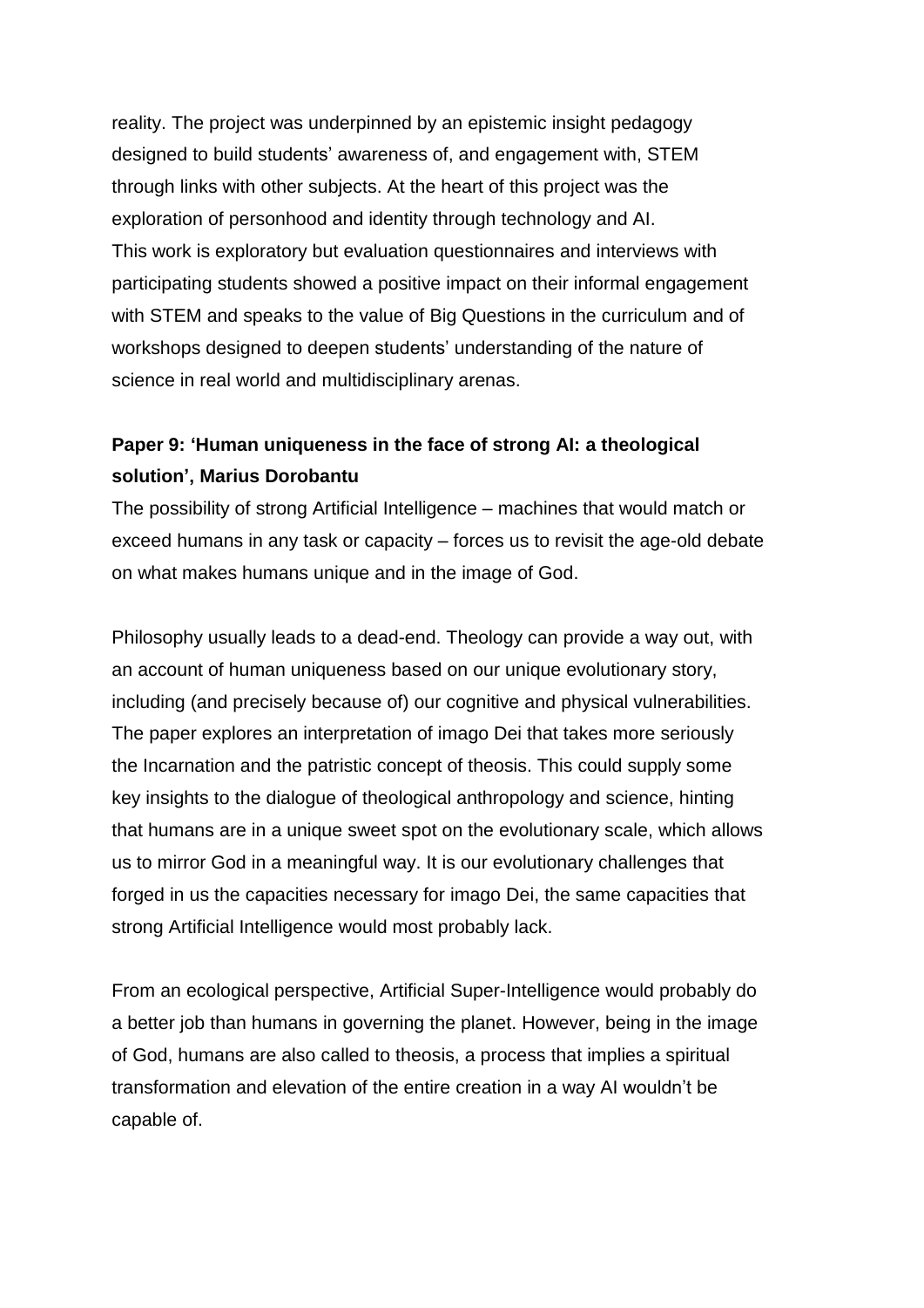reality. The project was underpinned by an epistemic insight pedagogy designed to build students' awareness of, and engagement with, STEM through links with other subjects. At the heart of this project was the exploration of personhood and identity through technology and AI.
This work is exploratory but evaluation questionnaires and interviews with participating students showed a positive impact on their informal engagement with STEM and speaks to the value of Big Questions in the curriculum and of workshops designed to deepen students' understanding of the nature of science in real world and multidisciplinary arenas.

**Paper 9: 'Human uniqueness in the face of strong AI: a theological solution', Marius Dorobantu**

The possibility of strong Artificial Intelligence – machines that would match or exceed humans in any task or capacity – forces us to revisit the age-old debate on what makes humans unique and in the image of God.

Philosophy usually leads to a dead-end. Theology can provide a way out, with an account of human uniqueness based on our unique evolutionary story, including (and precisely because of) our cognitive and physical vulnerabilities. The paper explores an interpretation of imago Dei that takes more seriously the Incarnation and the patristic concept of theosis. This could supply some key insights to the dialogue of theological anthropology and science, hinting that humans are in a unique sweet spot on the evolutionary scale, which allows us to mirror God in a meaningful way. It is our evolutionary challenges that forged in us the capacities necessary for imago Dei, the same capacities that strong Artificial Intelligence would most probably lack.

From an ecological perspective, Artificial Super-Intelligence would probably do a better job than humans in governing the planet. However, being in the image of God, humans are also called to theosis, a process that implies a spiritual transformation and elevation of the entire creation in a way AI wouldn't be capable of.